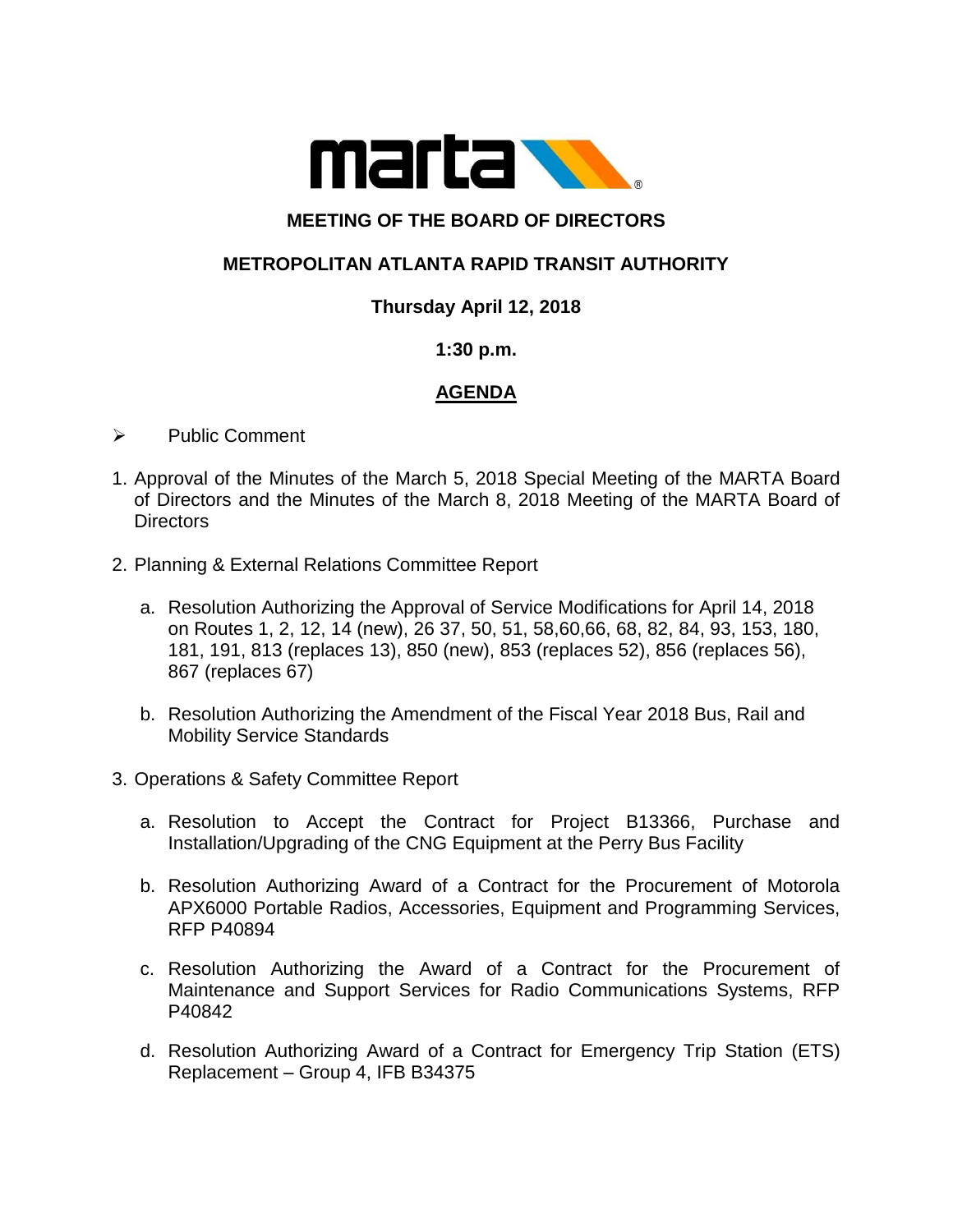marta

**MEETING OF THE BOARD OF DIRECTORS**

**METROPOLITAN ATLANTA RAPID TRANSIT AUTHORITY**

**Thursday April 12, 2018**

**1:30 p.m.**

**AGENDA**

- Public Comment

1. Approval of the Minutes of the March 5, 2018 Special Meeting of the MARTA Board of Directors and the Minutes of the March 8, 2018 Meeting of the MARTA Board of Directors

2. Planning & External Relations Committee Report

   a. Resolution Authorizing the Approval of Service Modifications for April 14, 2018 on Routes 1, 2, 12, 14 (new), 26 37, 50, 51, 58,60,66, 68, 82, 84, 93, 153, 180, 181, 191, 813 (replaces 13), 850 (new), 853 (replaces 52), 856 (replaces 56), 867 (replaces 67)

   b. Resolution Authorizing the Amendment of the Fiscal Year 2018 Bus, Rail and Mobility Service Standards

3. Operations & Safety Committee Report

   a. Resolution to Accept the Contract for Project B13366, Purchase and Installation/Upgrading of the CNG Equipment at the Perry Bus Facility

   b. Resolution Authorizing Award of a Contract for the Procurement of Motorola APX6000 Portable Radios, Accessories, Equipment and Programming Services, RFP P40894

   c. Resolution Authorizing the Award of a Contract for the Procurement of Maintenance and Support Services for Radio Communications Systems, RFP P40842

   d. Resolution Authorizing Award of a Contract for Emergency Trip Station (ETS) Replacement – Group 4, IFB B34375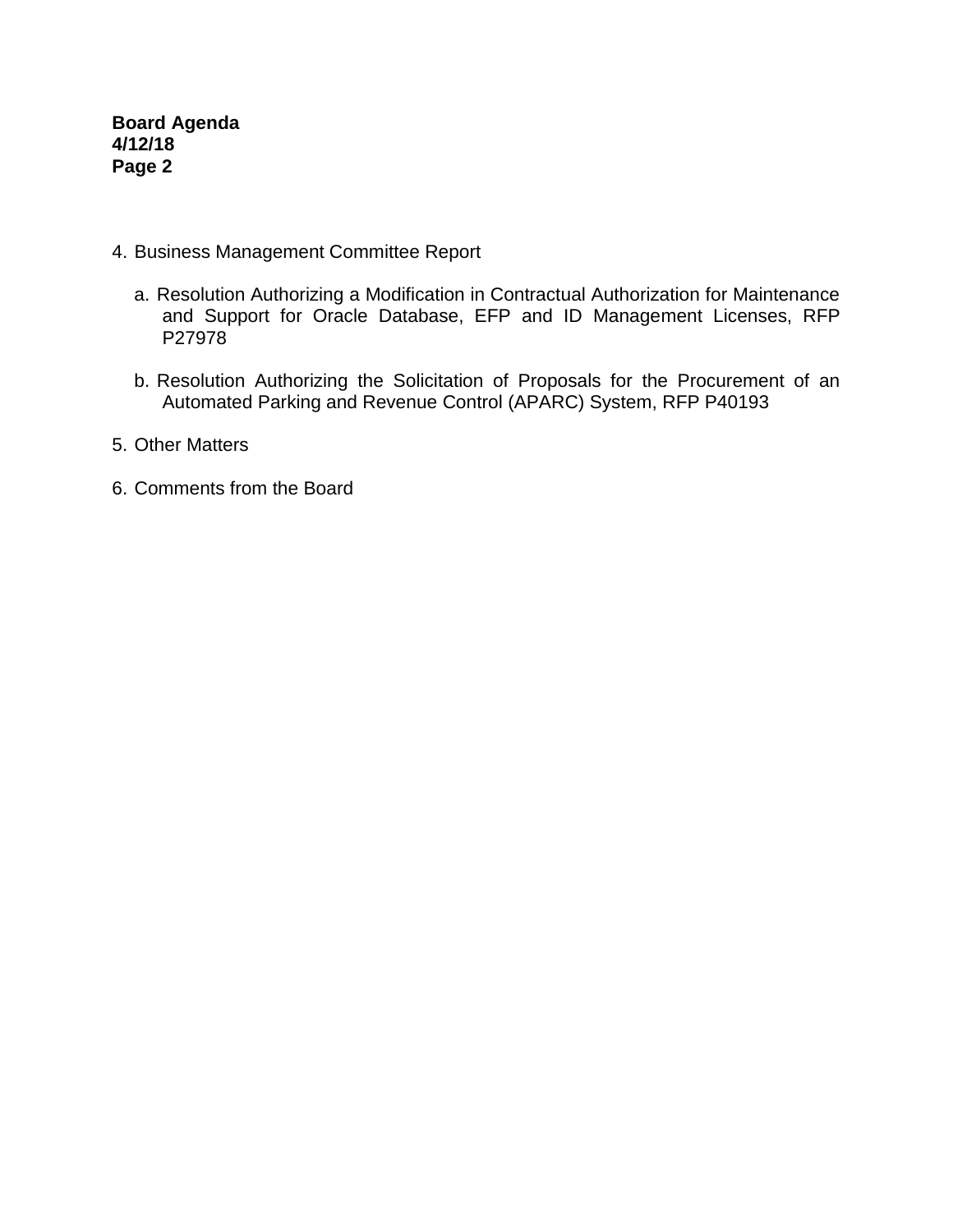4. Business Management Committee Report

   a. Resolution Authorizing a Modification in Contractual Authorization for Maintenance and Support for Oracle Database, EFP and ID Management Licenses, RFP P27978

   b. Resolution Authorizing the Solicitation of Proposals for the Procurement of an Automated Parking and Revenue Control (APARC) System, RFP P40193

5. Other Matters

6. Comments from the Board